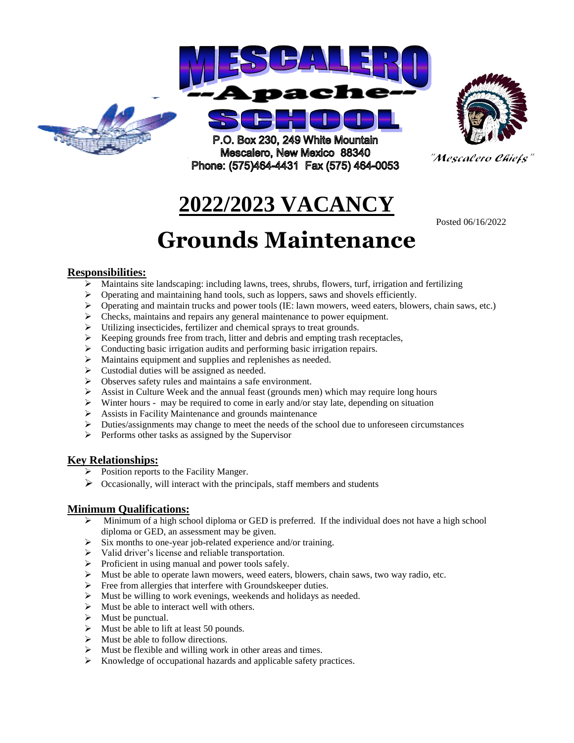# MESCALERO --Apache-- SCHOOL

P.O. Box 230, 249 White Mountain
Mescalero, New Mexico 88340
Phone: (575)464-4431 Fax (575) 464-0053

"Mescalero Chiefs"

# 2022/2023 VACANCY

Posted 06/16/2022

# Grounds Maintenance

## Responsibilities:

- Maintains site landscaping: including lawns, trees, shrubs, flowers, turf, irrigation and fertilizing
- Operating and maintaining hand tools, such as loppers, saws and shovels efficiently.
- Operating and maintain trucks and power tools (IE: lawn mowers, weed eaters, blowers, chain saws, etc.)
- Checks, maintains and repairs any general maintenance to power equipment.
- Utilizing insecticides, fertilizer and chemical sprays to treat grounds.
- Keeping grounds free from trach, litter and debris and empting trash receptacles,
- Conducting basic irrigation audits and performing basic irrigation repairs.
- Maintains equipment and supplies and replenishes as needed.
- Custodial duties will be assigned as needed.
- Observes safety rules and maintains a safe environment.
- Assist in Culture Week and the annual feast (grounds men) which may require long hours
- Winter hours - may be required to come in early and/or stay late, depending on situation
- Assists in Facility Maintenance and grounds maintenance
- Duties/assignments may change to meet the needs of the school due to unforeseen circumstances
- Performs other tasks as assigned by the Supervisor

## Key Relationships:

- Position reports to the Facility Manger.
- Occasionally, will interact with the principals, staff members and students

## Minimum Qualifications:

- Minimum of a high school diploma or GED is preferred. If the individual does not have a high school diploma or GED, an assessment may be given.
- Six months to one-year job-related experience and/or training.
- Valid driver's license and reliable transportation.
- Proficient in using manual and power tools safely.
- Must be able to operate lawn mowers, weed eaters, blowers, chain saws, two way radio, etc.
- Free from allergies that interfere with Groundskeeper duties.
- Must be willing to work evenings, weekends and holidays as needed.
- Must be able to interact well with others.
- Must be punctual.
- Must be able to lift at least 50 pounds.
- Must be able to follow directions.
- Must be flexible and willing work in other areas and times.
- Knowledge of occupational hazards and applicable safety practices.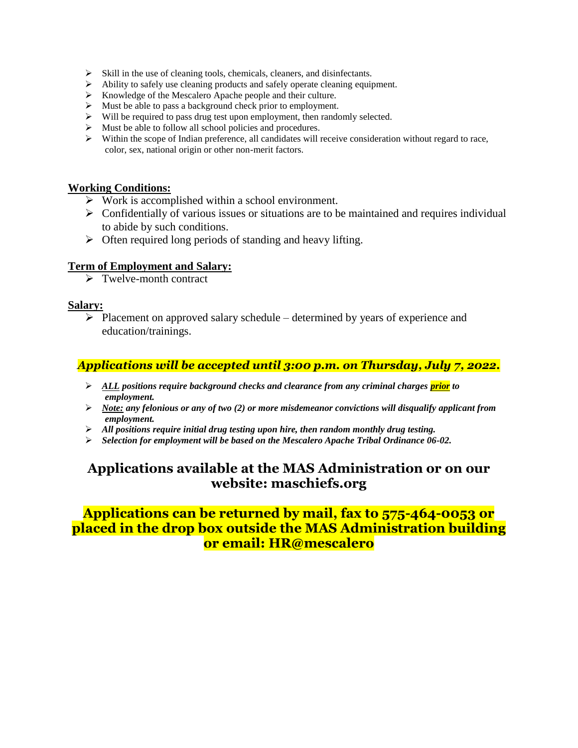- Skill in the use of cleaning tools, chemicals, cleaners, and disinfectants.
- Ability to safely use cleaning products and safely operate cleaning equipment.
- Knowledge of the Mescalero Apache people and their culture.
- Must be able to pass a background check prior to employment.
- Will be required to pass drug test upon employment, then randomly selected.
- Must be able to follow all school policies and procedures.
- Within the scope of Indian preference, all candidates will receive consideration without regard to race, color, sex, national origin or other non-merit factors.

**Working Conditions:**

- Work is accomplished within a school environment.
- Confidentially of various issues or situations are to be maintained and requires individual to abide by such conditions.
- Often required long periods of standing and heavy lifting.

**Term of Employment and Salary:**

- Twelve-month contract

**Salary:**

- Placement on approved salary schedule – determined by years of experience and education/trainings.

***Applications will be accepted until 3:00 p.m. on Thursday, July 7, 2022.***

- ***ALL positions require background checks and clearance from any criminal charges prior to employment.***
- ***Note: any felonious or any of two (2) or more misdemeanor convictions will disqualify applicant from employment.***
- ***All positions require initial drug testing upon hire, then random monthly drug testing.***
- ***Selection for employment will be based on the Mescalero Apache Tribal Ordinance 06-02.***

## Applications available at the MAS Administration or on our website: maschiefs.org

## Applications can be returned by mail, fax to 575-464-0053 or placed in the drop box outside the MAS Administration building or email: HR@mescalero